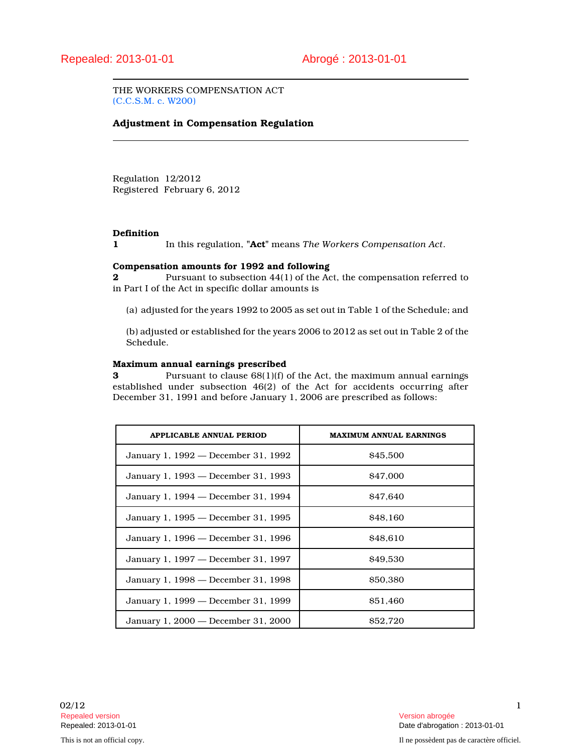Repealed: 2013-01-01 Abrogé : 2013-01-01

THE WORKERS COMPENSATION ACT
(C.C.S.M. c. W200)

# Adjustment in Compensation Regulation

Regulation 12/2012
Registered February 6, 2012

**Definition**
**1** In this regulation, "**Act**" means *The Workers Compensation Act*.

**Compensation amounts for 1992 and following**
**2** Pursuant to subsection 44(1) of the Act, the compensation referred to in Part I of the Act in specific dollar amounts is

(a) adjusted for the years 1992 to 2005 as set out in Table 1 of the Schedule; and

(b) adjusted or established for the years 2006 to 2012 as set out in Table 2 of the Schedule.

**Maximum annual earnings prescribed**
**3** Pursuant to clause 68(1)(f) of the Act, the maximum annual earnings established under subsection 46(2) of the Act for accidents occurring after December 31, 1991 and before January 1, 2006 are prescribed as follows:

| APPLICABLE ANNUAL PERIOD | MAXIMUM ANNUAL EARNINGS |
|---|---|
| January 1, 1992 — December 31, 1992 | $45,500 |
| January 1, 1993 — December 31, 1993 | $47,000 |
| January 1, 1994 — December 31, 1994 | $47,640 |
| January 1, 1995 — December 31, 1995 | $48,160 |
| January 1, 1996 — December 31, 1996 | $48,610 |
| January 1, 1997 — December 31, 1997 | $49,530 |
| January 1, 1998 — December 31, 1998 | $50,380 |
| January 1, 1999 — December 31, 1999 | $51,460 |
| January 1, 2000 — December 31, 2000 | $52,720 |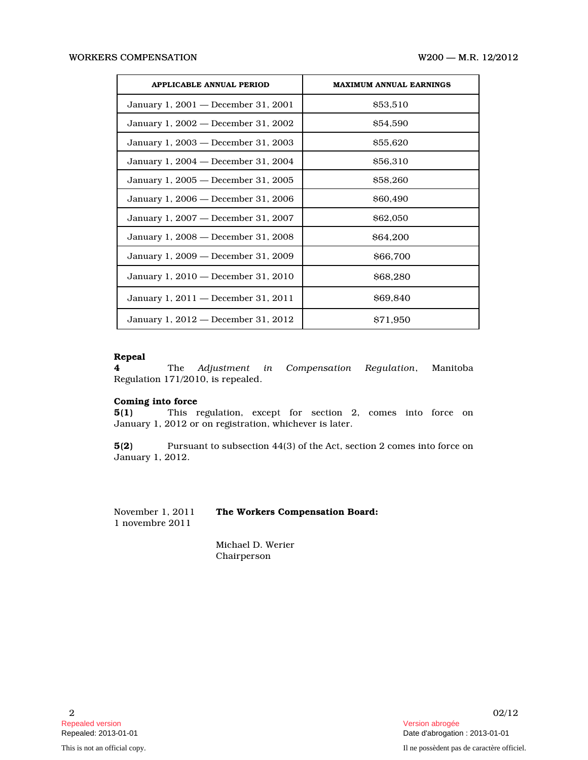| APPLICABLE ANNUAL PERIOD | MAXIMUM ANNUAL EARNINGS |
|---|---|
| January 1, 2001 — December 31, 2001 | $53,510 |
| January 1, 2002 — December 31, 2002 | $54,590 |
| January 1, 2003 — December 31, 2003 | $55,620 |
| January 1, 2004 — December 31, 2004 | $56,310 |
| January 1, 2005 — December 31, 2005 | $58,260 |
| January 1, 2006 — December 31, 2006 | $60,490 |
| January 1, 2007 — December 31, 2007 | $62,050 |
| January 1, 2008 — December 31, 2008 | $64,200 |
| January 1, 2009 — December 31, 2009 | $66,700 |
| January 1, 2010 — December 31, 2010 | $68,280 |
| January 1, 2011 — December 31, 2011 | $69,840 |
| January 1, 2012 — December 31, 2012 | $71,950 |

**Repeal**

**4** The *Adjustment in Compensation Regulation*, Manitoba Regulation 171/2010, is repealed.

**Coming into force**

**5(1)** This regulation, except for section 2, comes into force on January 1, 2012 or on registration, whichever is later.

**5(2)** Pursuant to subsection 44(3) of the Act, section 2 comes into force on January 1, 2012.

November 1, 2011
1 novembre 2011

**The Workers Compensation Board:**

Michael D. Werier
Chairperson

Repealed version
Repealed: 2013-01-01

Version abrogée
Date d'abrogation : 2013-01-01

This is not an official copy.

Il ne possèdent pas de caractère officiel.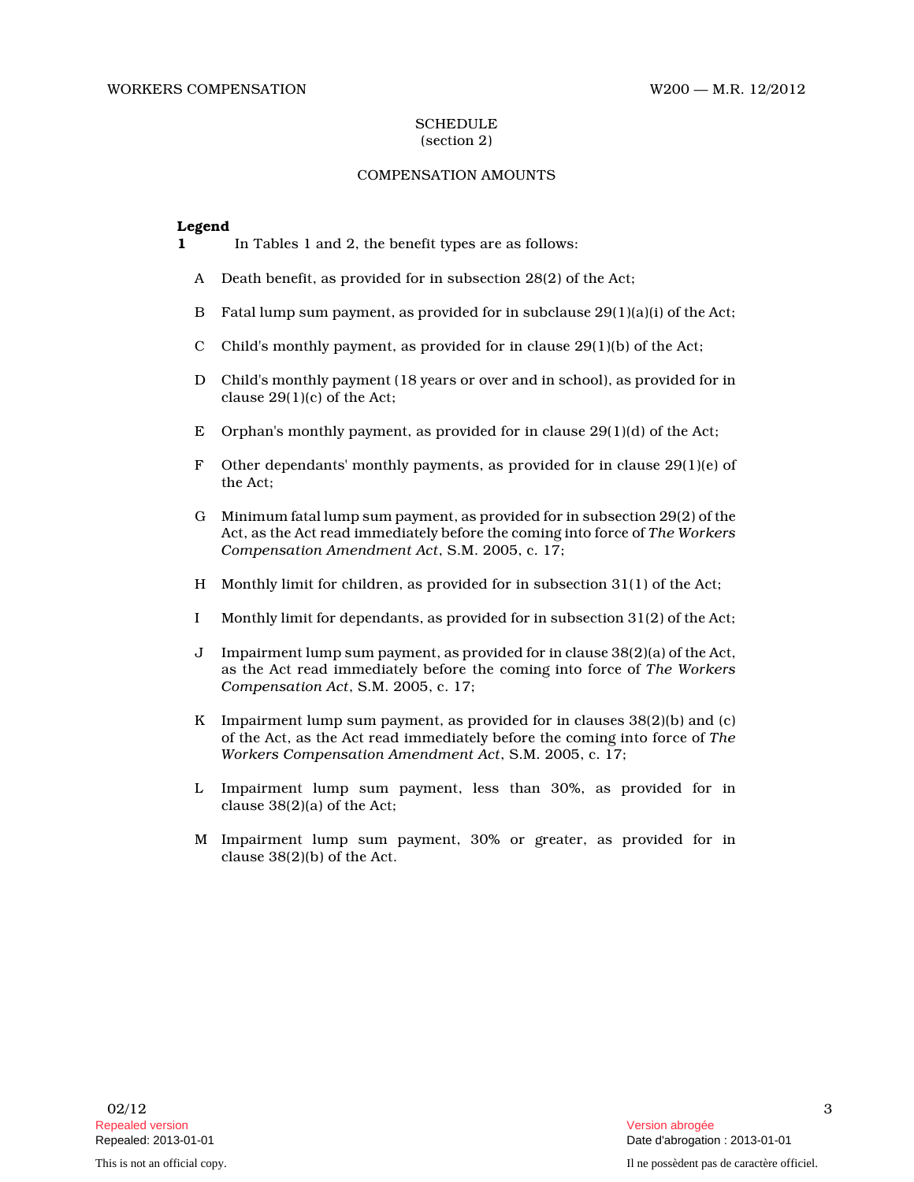# SCHEDULE
(section 2)

## COMPENSATION AMOUNTS

**Legend**

**1** In Tables 1 and 2, the benefit types are as follows:

A Death benefit, as provided for in subsection 28(2) of the Act;

B Fatal lump sum payment, as provided for in subclause 29(1)(a)(i) of the Act;

C Child's monthly payment, as provided for in clause 29(1)(b) of the Act;

D Child's monthly payment (18 years or over and in school), as provided for in clause 29(1)(c) of the Act;

E Orphan's monthly payment, as provided for in clause 29(1)(d) of the Act;

F Other dependants' monthly payments, as provided for in clause 29(1)(e) of the Act;

G Minimum fatal lump sum payment, as provided for in subsection 29(2) of the Act, as the Act read immediately before the coming into force of *The Workers Compensation Amendment Act*, S.M. 2005, c. 17;

H Monthly limit for children, as provided for in subsection 31(1) of the Act;

I Monthly limit for dependants, as provided for in subsection 31(2) of the Act;

J Impairment lump sum payment, as provided for in clause 38(2)(a) of the Act, as the Act read immediately before the coming into force of *The Workers Compensation Act*, S.M. 2005, c. 17;

K Impairment lump sum payment, as provided for in clauses 38(2)(b) and (c) of the Act, as the Act read immediately before the coming into force of *The Workers Compensation Amendment Act*, S.M. 2005, c. 17;

L Impairment lump sum payment, less than 30%, as provided for in clause 38(2)(a) of the Act;

M Impairment lump sum payment, 30% or greater, as provided for in clause 38(2)(b) of the Act.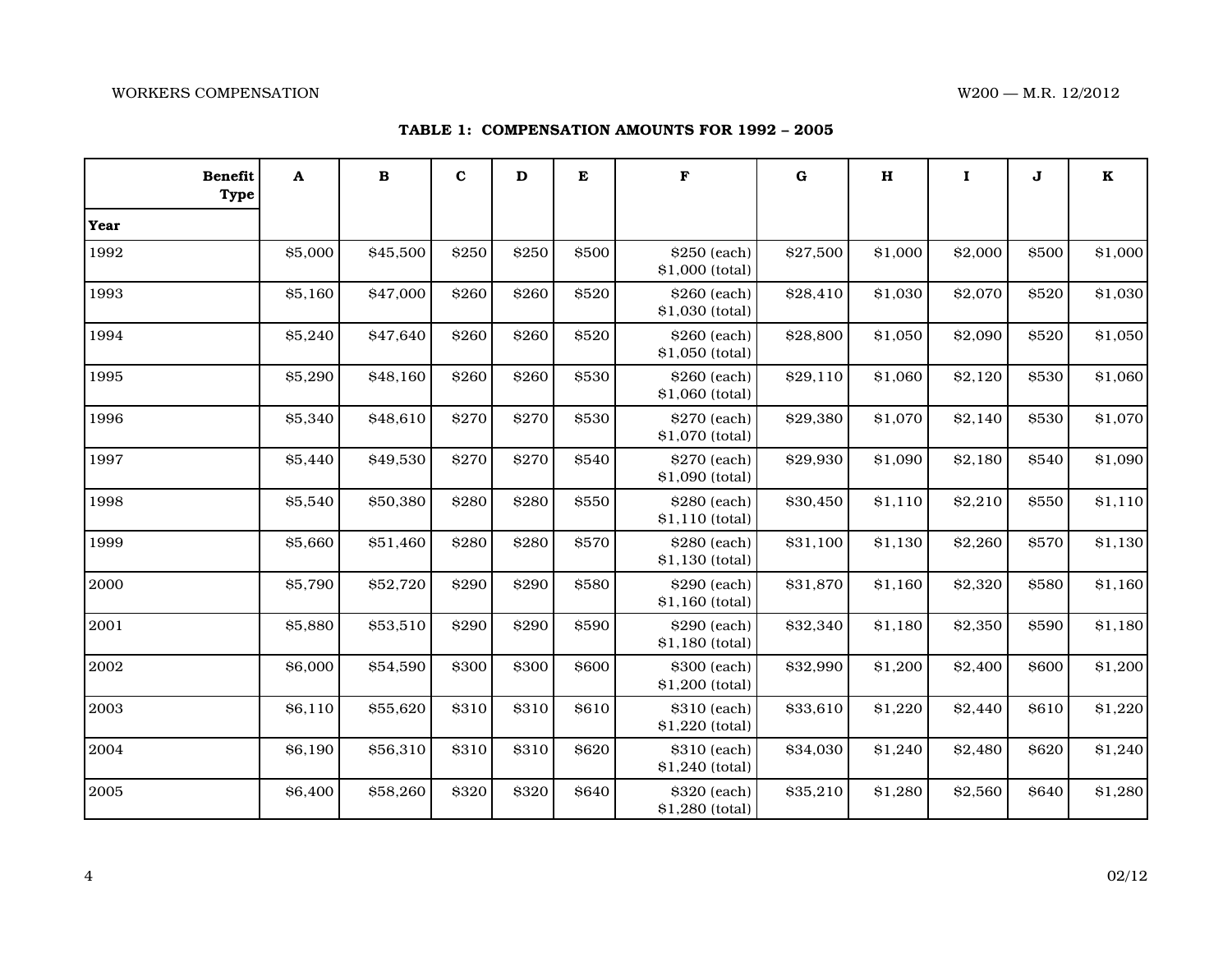**TABLE 1: COMPENSATION AMOUNTS FOR 1992 – 2005**

| Benefit Type / Year | A | B | C | D | E | F | G | H | I | J | K |
|---|---|---|---|---|---|---|---|---|---|---|---|
| 1992 | $5,000 | $45,500 | $250 | $250 | $500 | $250 (each) $1,000 (total) | $27,500 | $1,000 | $2,000 | $500 | $1,000 |
| 1993 | $5,160 | $47,000 | $260 | $260 | $520 | $260 (each) $1,030 (total) | $28,410 | $1,030 | $2,070 | $520 | $1,030 |
| 1994 | $5,240 | $47,640 | $260 | $260 | $520 | $260 (each) $1,050 (total) | $28,800 | $1,050 | $2,090 | $520 | $1,050 |
| 1995 | $5,290 | $48,160 | $260 | $260 | $530 | $260 (each) $1,060 (total) | $29,110 | $1,060 | $2,120 | $530 | $1,060 |
| 1996 | $5,340 | $48,610 | $270 | $270 | $530 | $270 (each) $1,070 (total) | $29,380 | $1,070 | $2,140 | $530 | $1,070 |
| 1997 | $5,440 | $49,530 | $270 | $270 | $540 | $270 (each) $1,090 (total) | $29,930 | $1,090 | $2,180 | $540 | $1,090 |
| 1998 | $5,540 | $50,380 | $280 | $280 | $550 | $280 (each) $1,110 (total) | $30,450 | $1,110 | $2,210 | $550 | $1,110 |
| 1999 | $5,660 | $51,460 | $280 | $280 | $570 | $280 (each) $1,130 (total) | $31,100 | $1,130 | $2,260 | $570 | $1,130 |
| 2000 | $5,790 | $52,720 | $290 | $290 | $580 | $290 (each) $1,160 (total) | $31,870 | $1,160 | $2,320 | $580 | $1,160 |
| 2001 | $5,880 | $53,510 | $290 | $290 | $590 | $290 (each) $1,180 (total) | $32,340 | $1,180 | $2,350 | $590 | $1,180 |
| 2002 | $6,000 | $54,590 | $300 | $300 | $600 | $300 (each) $1,200 (total) | $32,990 | $1,200 | $2,400 | $600 | $1,200 |
| 2003 | $6,110 | $55,620 | $310 | $310 | $610 | $310 (each) $1,220 (total) | $33,610 | $1,220 | $2,440 | $610 | $1,220 |
| 2004 | $6,190 | $56,310 | $310 | $310 | $620 | $310 (each) $1,240 (total) | $34,030 | $1,240 | $2,480 | $620 | $1,240 |
| 2005 | $6,400 | $58,260 | $320 | $320 | $640 | $320 (each) $1,280 (total) | $35,210 | $1,280 | $2,560 | $640 | $1,280 |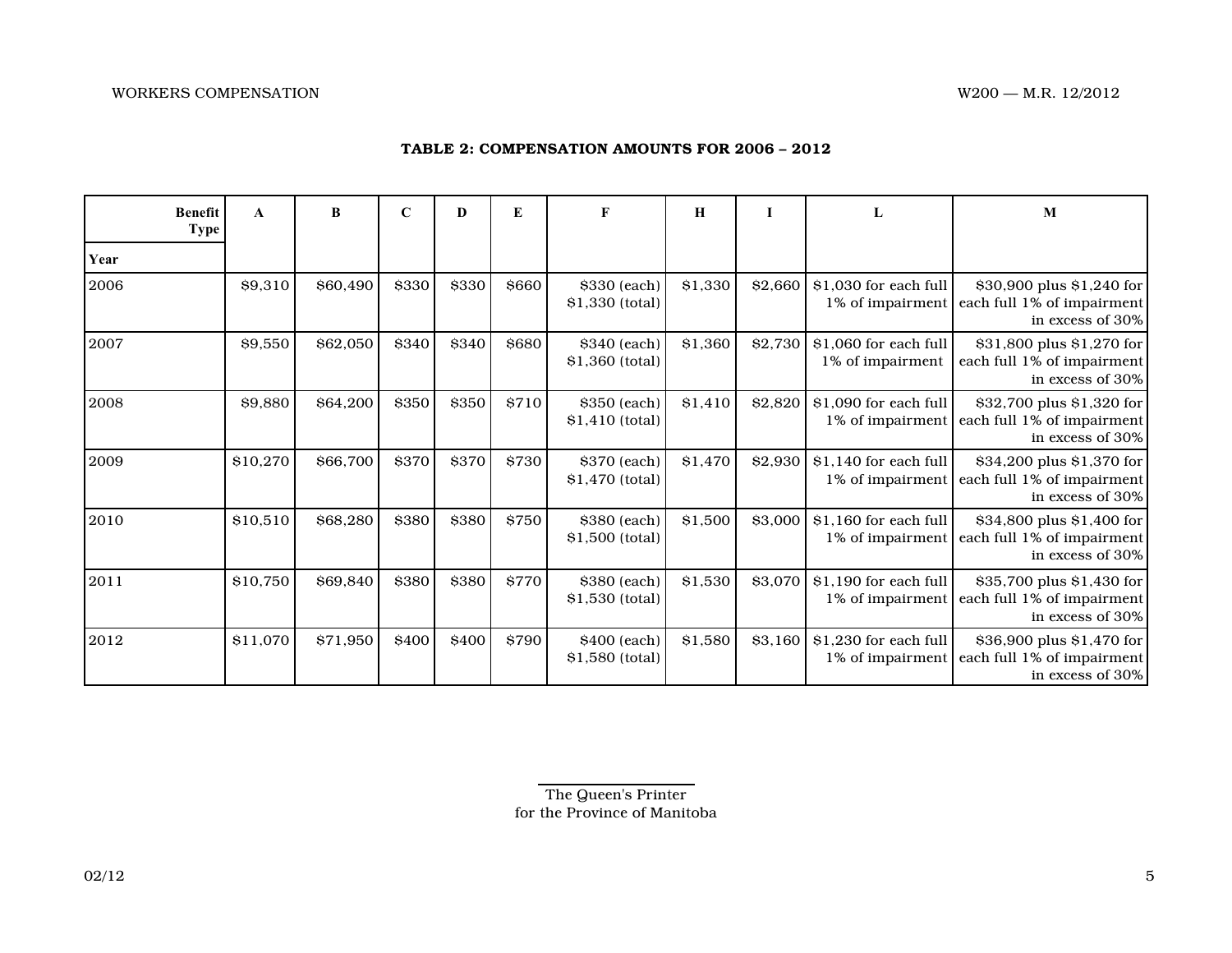### TABLE 2: COMPENSATION AMOUNTS FOR 2006 – 2012

| Benefit Type / Year | A | B | C | D | E | F | H | I | L | M |
|---|---|---|---|---|---|---|---|---|---|---|
| 2006 | $9,310 | $60,490 | $330 | $330 | $660 | $330 (each) $1,330 (total) | $1,330 | $2,660 | $1,030 for each full 1% of impairment | $30,900 plus $1,240 for each full 1% of impairment in excess of 30% |
| 2007 | $9,550 | $62,050 | $340 | $340 | $680 | $340 (each) $1,360 (total) | $1,360 | $2,730 | $1,060 for each full 1% of impairment | $31,800 plus $1,270 for each full 1% of impairment in excess of 30% |
| 2008 | $9,880 | $64,200 | $350 | $350 | $710 | $350 (each) $1,410 (total) | $1,410 | $2,820 | $1,090 for each full 1% of impairment | $32,700 plus $1,320 for each full 1% of impairment in excess of 30% |
| 2009 | $10,270 | $66,700 | $370 | $370 | $730 | $370 (each) $1,470 (total) | $1,470 | $2,930 | $1,140 for each full 1% of impairment | $34,200 plus $1,370 for each full 1% of impairment in excess of 30% |
| 2010 | $10,510 | $68,280 | $380 | $380 | $750 | $380 (each) $1,500 (total) | $1,500 | $3,000 | $1,160 for each full 1% of impairment | $34,800 plus $1,400 for each full 1% of impairment in excess of 30% |
| 2011 | $10,750 | $69,840 | $380 | $380 | $770 | $380 (each) $1,530 (total) | $1,530 | $3,070 | $1,190 for each full 1% of impairment | $35,700 plus $1,430 for each full 1% of impairment in excess of 30% |
| 2012 | $11,070 | $71,950 | $400 | $400 | $790 | $400 (each) $1,580 (total) | $1,580 | $3,160 | $1,230 for each full 1% of impairment | $36,900 plus $1,470 for each full 1% of impairment in excess of 30% |

The Queen's Printer
for the Province of Manitoba